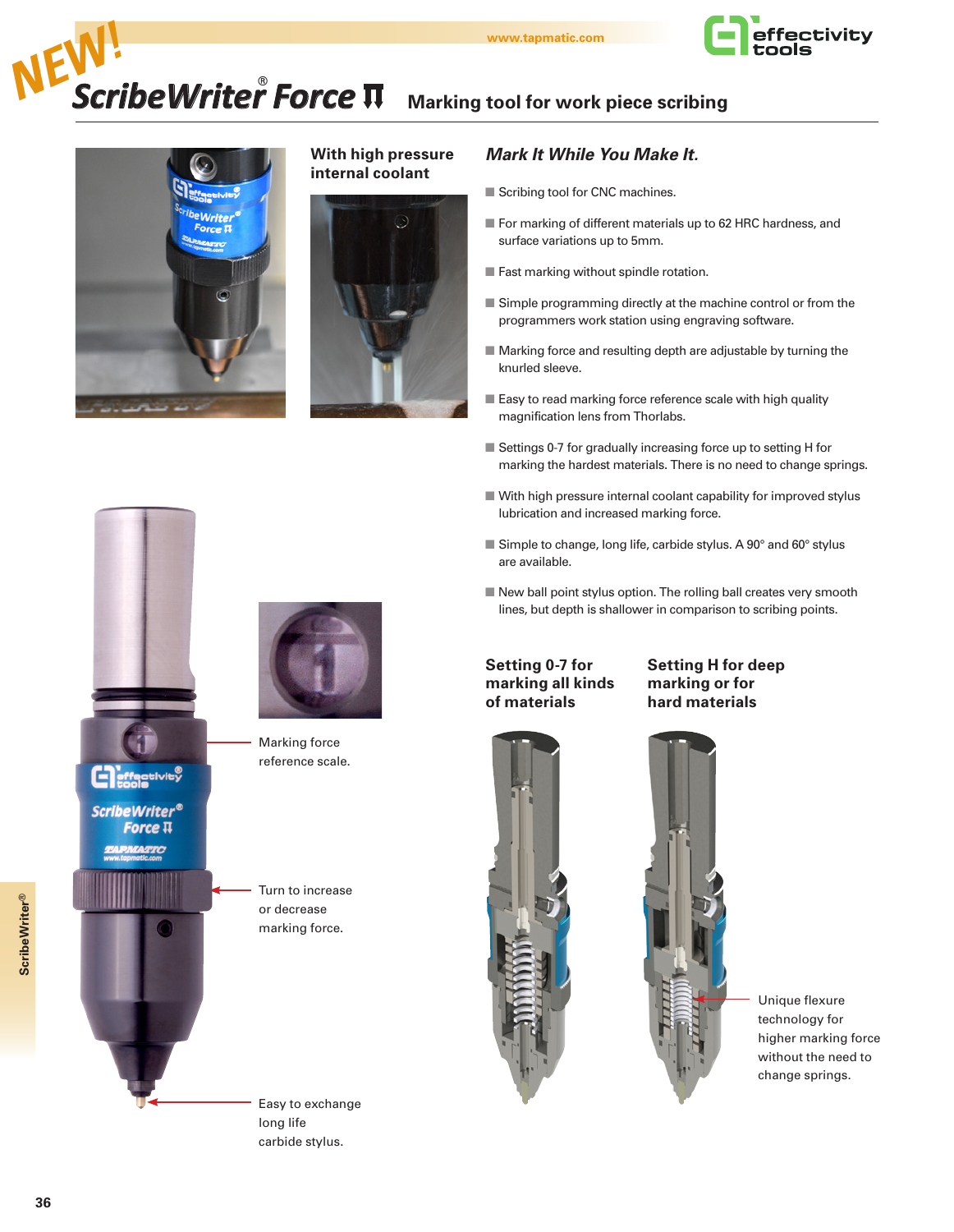NEW!

# ScribeWriter® Force Π

## Marking tool for work piece scribing

### With high pressure internal coolant

### *Mark It While You Make It.*

- Scribing tool for CNC machines.
- For marking of different materials up to 62 HRC hardness, and surface variations up to 5mm.
- Fast marking without spindle rotation.
- Simple programming directly at the machine control or from the programmers work station using engraving software.
- Marking force and resulting depth are adjustable by turning the knurled sleeve.
- Easy to read marking force reference scale with high quality magnification lens from Thorlabs.
- Settings 0-7 for gradually increasing force up to setting H for marking the hardest materials. There is no need to change springs.
- With high pressure internal coolant capability for improved stylus lubrication and increased marking force.
- Simple to change, long life, carbide stylus. A 90° and 60° stylus are available.
- New ball point stylus option. The rolling ball creates very smooth lines, but depth is shallower in comparison to scribing points.

Marking force reference scale.

Turn to increase or decrease marking force.

Easy to exchange long life carbide stylus.

### Setting 0-7 for marking all kinds of materials

### Setting H for deep marking or for hard materials

Unique flexure technology for higher marking force without the need to change springs.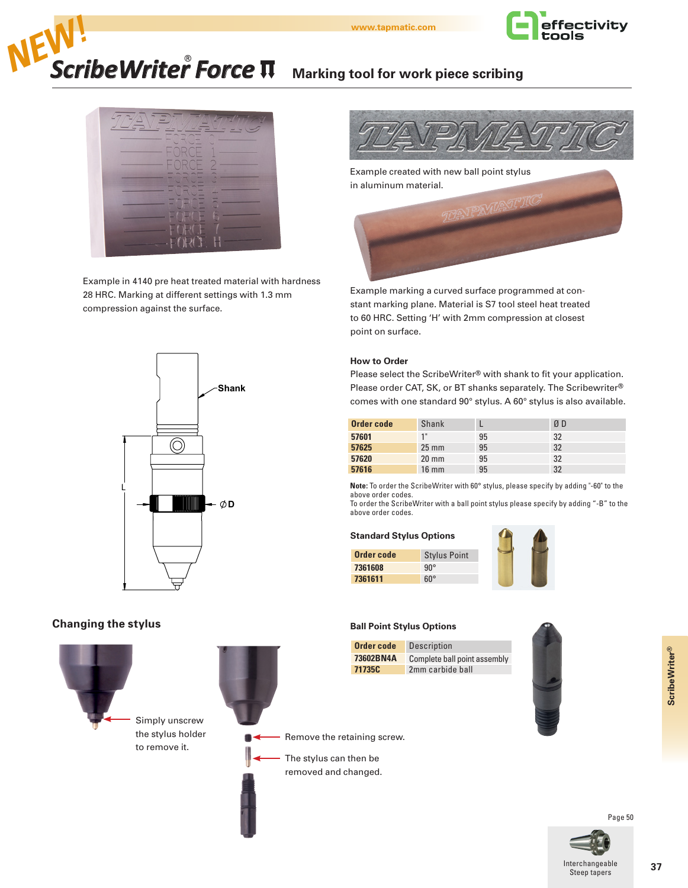NEW!

# ScribeWriter® Force

## Marking tool for work piece scribing

Example in 4140 pre heat treated material with hardness 28 HRC. Marking at different settings with 1.3 mm compression against the surface.

Example created with new ball point stylus in aluminum material.

Example marking a curved surface programmed at constant marking plane. Material is S7 tool steel heat treated to 60 HRC. Setting 'H' with 2mm compression at closest point on surface.

Shank

L

∅D

### How to Order

Please select the ScribeWriter® with shank to fit your application. Please order CAT, SK, or BT shanks separately. The Scribewriter® comes with one standard 90° stylus. A 60° stylus is also available.

| Order code | Shank | L | Ø D |
|---|---|---|---|
| 57601 | 1" | 95 | 32 |
| 57625 | 25 mm | 95 | 32 |
| 57620 | 20 mm | 95 | 32 |
| 57616 | 16 mm | 95 | 32 |

**Note:** To order the ScribeWriter with 60° stylus, please specify by adding "-60" to the above order codes.
To order the ScribeWriter with a ball point stylus please specify by adding "-B" to the above order codes.

### Standard Stylus Options

| Order code | Stylus Point |
|---|---|
| 7361608 | 90° |
| 7361611 | 60° |

### Changing the stylus

Simply unscrew the stylus holder to remove it.

Remove the retaining screw.

The stylus can then be removed and changed.

### Ball Point Stylus Options

| Order code | Description |
|---|---|
| 73602BN4A | Complete ball point assembly |
| 71735C | 2mm carbide ball |

Page 50

Interchangeable Steep tapers